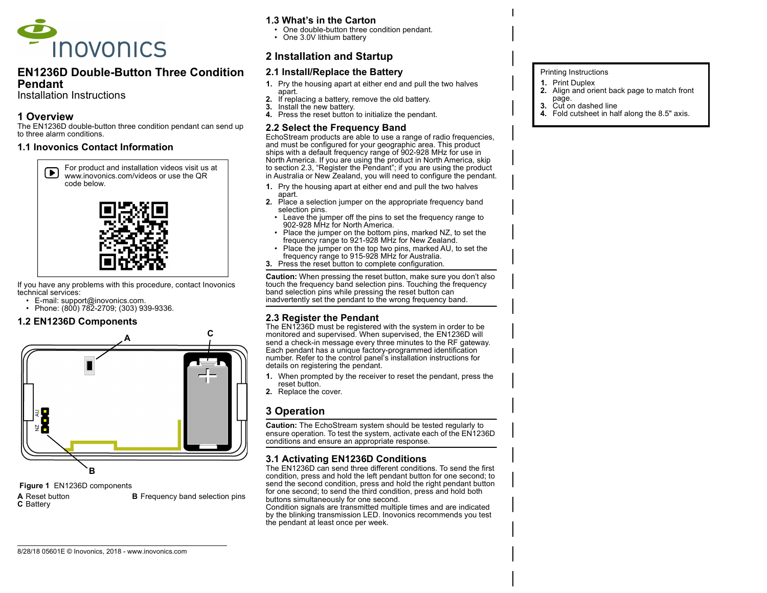# EN1236D Double-Button Three Condition Pendant

Installation Instructions

## 1 Overview

The EN1236D double-button three condition pendant can send up to three alarm conditions.

### 1.1 Inovonics Contact Information

For product and installation videos visit us at www.inovonics.com/videos or use the QR code below.

If you have any problems with this procedure, contact Inovonics technical services:

- E-mail: support@inovonics.com.
- Phone: (800) 782-2709; (303) 939-9336.

### 1.2 EN1236D Components

**Figure 1** EN1236D components

**A** Reset button
**B** Frequency band selection pins
**C** Battery

### 1.3 What's in the Carton

- One double-button three condition pendant.
- One 3.0V lithium battery

## 2 Installation and Startup

### 2.1 Install/Replace the Battery

1. Pry the housing apart at either end and pull the two halves apart.
2. If replacing a battery, remove the old battery.
3. Install the new battery.
4. Press the reset button to initialize the pendant.

### 2.2 Select the Frequency Band

EchoStream products are able to use a range of radio frequencies, and must be configured for your geographic area. This product ships with a default frequency range of 902-928 MHz for use in North America. If you are using the product in North America, skip to section 2.3, "Register the Pendant"; if you are using the product in Australia or New Zealand, you will need to configure the pendant.

1. Pry the housing apart at either end and pull the two halves apart.
2. Place a selection jumper on the appropriate frequency band selection pins.
   - Leave the jumper off the pins to set the frequency range to 902-928 MHz for North America.
   - Place the jumper on the bottom pins, marked NZ, to set the frequency range to 921-928 MHz for New Zealand.
   - Place the jumper on the top two pins, marked AU, to set the frequency range to 915-928 MHz for Australia.
3. Press the reset button to complete configuration.

**Caution:** When pressing the reset button, make sure you don't also touch the frequency band selection pins. Touching the frequency band selection pins while pressing the reset button can inadvertently set the pendant to the wrong frequency band.

### 2.3 Register the Pendant

The EN1236D must be registered with the system in order to be monitored and supervised. When supervised, the EN1236D will send a check-in message every three minutes to the RF gateway. Each pendant has a unique factory-programmed identification number. Refer to the control panel's installation instructions for details on registering the pendant.

1. When prompted by the receiver to reset the pendant, press the reset button.
2. Replace the cover.

## 3 Operation

**Caution:** The EchoStream system should be tested regularly to ensure operation. To test the system, activate each of the EN1236D conditions and ensure an appropriate response.

### 3.1 Activating EN1236D Conditions

The EN1236D can send three different conditions. To send the first condition, press and hold the left pendant button for one second; to send the second condition, press and hold the right pendant button for one second; to send the third condition, press and hold both buttons simultaneously for one second.

Condition signals are transmitted multiple times and are indicated by the blinking transmission LED. Inovonics recommends you test the pendant at least once per week.

8/28/18 05601E © Inovonics, 2018 - www.inovonics.com

Printing Instructions

1. Print Duplex
2. Align and orient back page to match front page.
3. Cut on dashed line
4. Fold cutsheet in half along the 8.5" axis.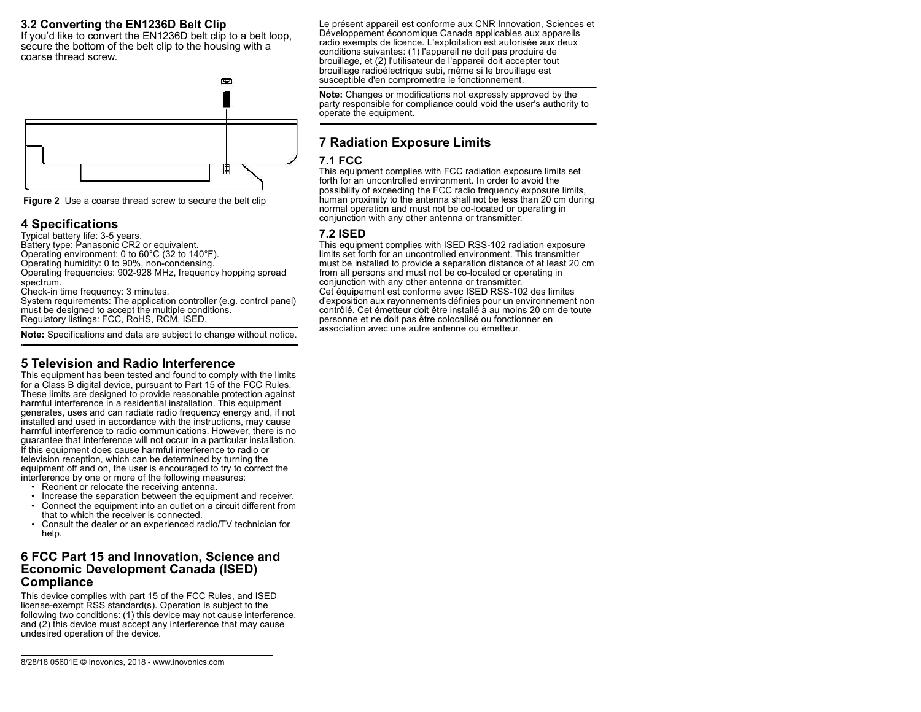### 3.2 Converting the EN1236D Belt Clip

If you'd like to convert the EN1236D belt clip to a belt loop, secure the bottom of the belt clip to the housing with a coarse thread screw.

**Figure 2** Use a coarse thread screw to secure the belt clip

## 4 Specifications

Typical battery life: 3-5 years.
Battery type: Panasonic CR2 or equivalent.
Operating environment: 0 to 60°C (32 to 140°F).
Operating humidity: 0 to 90%, non-condensing.
Operating frequencies: 902-928 MHz, frequency hopping spread spectrum.
Check-in time frequency: 3 minutes.
System requirements: The application controller (e.g. control panel) must be designed to accept the multiple conditions.
Regulatory listings: FCC, RoHS, RCM, ISED.

**Note:** Specifications and data are subject to change without notice.

## 5 Television and Radio Interference

This equipment has been tested and found to comply with the limits for a Class B digital device, pursuant to Part 15 of the FCC Rules. These limits are designed to provide reasonable protection against harmful interference in a residential installation. This equipment generates, uses and can radiate radio frequency energy and, if not installed and used in accordance with the instructions, may cause harmful interference to radio communications. However, there is no guarantee that interference will not occur in a particular installation. If this equipment does cause harmful interference to radio or television reception, which can be determined by turning the equipment off and on, the user is encouraged to try to correct the interference by one or more of the following measures:

- Reorient or relocate the receiving antenna.
- Increase the separation between the equipment and receiver.
- Connect the equipment into an outlet on a circuit different from that to which the receiver is connected.
- Consult the dealer or an experienced radio/TV technician for help.

## 6 FCC Part 15 and Innovation, Science and Economic Development Canada (ISED) Compliance

This device complies with part 15 of the FCC Rules, and ISED license-exempt RSS standard(s). Operation is subject to the following two conditions: (1) this device may not cause interference, and (2) this device must accept any interference that may cause undesired operation of the device.

Le présent appareil est conforme aux CNR Innovation, Sciences et Développement économique Canada applicables aux appareils radio exempts de licence. L'exploitation est autorisée aux deux conditions suivantes: (1) l'appareil ne doit pas produire de brouillage, et (2) l'utilisateur de l'appareil doit accepter tout brouillage radioélectrique subi, même si le brouillage est susceptible d'en compromettre le fonctionnement.

**Note:** Changes or modifications not expressly approved by the party responsible for compliance could void the user's authority to operate the equipment.

## 7 Radiation Exposure Limits

### 7.1 FCC

This equipment complies with FCC radiation exposure limits set forth for an uncontrolled environment. In order to avoid the possibility of exceeding the FCC radio frequency exposure limits, human proximity to the antenna shall not be less than 20 cm during normal operation and must not be co-located or operating in conjunction with any other antenna or transmitter.

### 7.2 ISED

This equipment complies with ISED RSS-102 radiation exposure limits set forth for an uncontrolled environment. This transmitter must be installed to provide a separation distance of at least 20 cm from all persons and must not be co-located or operating in conjunction with any other antenna or transmitter.
Cet équipement est conforme avec ISED RSS-102 des limites d'exposition aux rayonnements définies pour un environnement non contrôlé. Cet émetteur doit être installé à au moins 20 cm de toute personne et ne doit pas être colocalisé ou fonctionner en association avec une autre antenne ou émetteur.

8/28/18 05601E © Inovonics, 2018 - www.inovonics.com